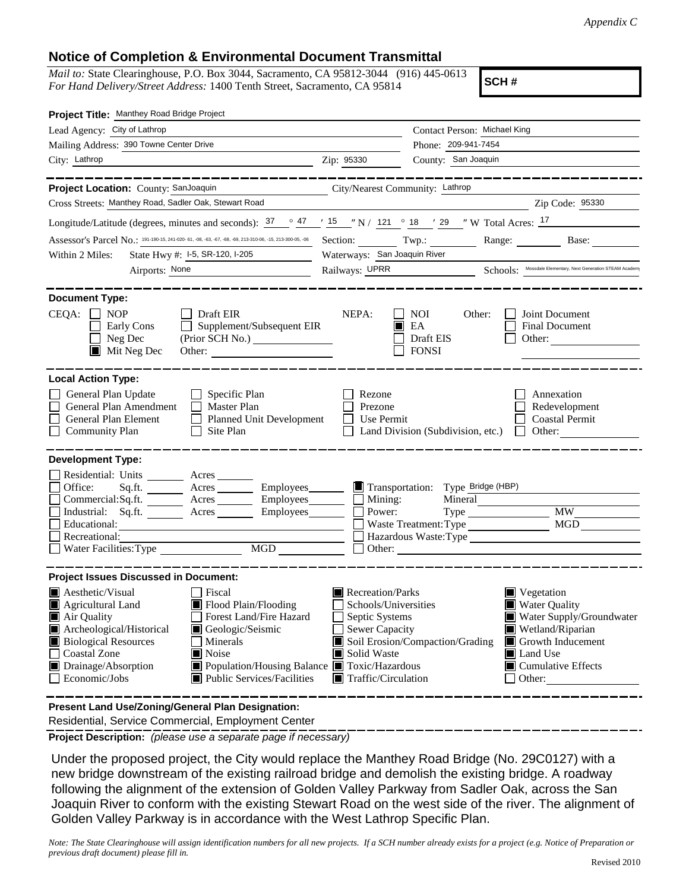*Appendix C*

## Notice of Completion & Environmental Document Transmittal

*Mail to:* State Clearinghouse, P.O. Box 3044, Sacramento, CA 95812-3044 (916) 445-0613
*For Hand Delivery/Street Address:* 1400 Tenth Street, Sacramento, CA 95814

**SCH #**

**Project Title:** Manthey Road Bridge Project

Lead Agency: City of Lathrop
Contact Person: Michael King
Mailing Address: 390 Towne Center Drive
Phone: 209-941-7454
City: Lathrop
Zip: 95330
County: San Joaquin

---

**Project Location:** County: SanJoaquin
City/Nearest Community: Lathrop
Cross Streets: Manthey Road, Sadler Oak, Stewart Road
Zip Code: 95330

Longitude/Latitude (degrees, minutes and seconds): 37 ° 47 ′ 15 ″ N / 121 ° 18 ′ 29 ″ W Total Acres: 17

Assessor's Parcel No.: 191-190-15, 241-020- 61, -08, -63, -67, -68, -69, 213-310-06, -15, 213-300-05, -06
Section: ______ Twp.: ______ Range: ______ Base: ______

Within 2 Miles: State Hwy #: I-5, SR-120, I-205
Waterways: San Joaquin River
Airports: None
Railways: UPRR
Schools: Mossdale Elementary, Next Generation STEAM Academy

---

**Document Type:**

CEQA: ☐ NOP ☐ Early Cons ☐ Neg Dec ■ Mit Neg Dec
☐ Draft EIR ☐ Supplement/Subsequent EIR (Prior SCH No.) ______ Other: ______

NEPA: ☐ NOI ■ EA ☐ Draft EIS ☐ FONSI

Other: ☐ Joint Document ☐ Final Document ☐ Other: ______

---

**Local Action Type:**

☐ General Plan Update ☐ General Plan Amendment ☐ General Plan Element ☐ Community Plan
☐ Specific Plan ☐ Master Plan ☐ Planned Unit Development ☐ Site Plan
☐ Rezone ☐ Prezone ☐ Use Permit ☐ Land Division (Subdivision, etc.)
☐ Annexation ☐ Redevelopment ☐ Coastal Permit ☐ Other: ______

---

**Development Type:**

☐ Residential: Units ______ Acres ______
☐ Office: Sq.ft. ______ Acres ______ Employees ______
☐ Commercial: Sq.ft. ______ Acres ______ Employees ______
☐ Industrial: Sq.ft. ______ Acres ______ Employees ______
☐ Educational: ______
☐ Recreational: ______
☐ Water Facilities: Type ______ MGD ______
■ Transportation: Type Bridge (HBP)
☐ Mining: Mineral ______
☐ Power: Type ______ MW ______
☐ Waste Treatment: Type ______ MGD ______
☐ Hazardous Waste: Type ______
☐ Other: ______

---

**Project Issues Discussed in Document:**

■ Aesthetic/Visual
■ Agricultural Land
■ Air Quality
■ Archeological/Historical
■ Biological Resources
☐ Coastal Zone
■ Drainage/Absorption
☐ Economic/Jobs
☐ Fiscal
■ Flood Plain/Flooding
☐ Forest Land/Fire Hazard
■ Geologic/Seismic
☐ Minerals
■ Noise
■ Population/Housing Balance
■ Public Services/Facilities
■ Recreation/Parks
☐ Schools/Universities
☐ Septic Systems
☐ Sewer Capacity
■ Soil Erosion/Compaction/Grading
■ Solid Waste
■ Toxic/Hazardous
■ Traffic/Circulation
■ Vegetation
■ Water Quality
■ Water Supply/Groundwater
■ Wetland/Riparian
■ Growth Inducement
■ Land Use
■ Cumulative Effects
☐ Other: ______

---

**Present Land Use/Zoning/General Plan Designation:**

Residential, Service Commercial, Employment Center

**Project Description:** *(please use a separate page if necessary)*

Under the proposed project, the City would replace the Manthey Road Bridge (No. 29C0127) with a new bridge downstream of the existing railroad bridge and demolish the existing bridge. A roadway following the alignment of the extension of Golden Valley Parkway from Sadler Oak, across the San Joaquin River to conform with the existing Stewart Road on the west side of the river. The alignment of Golden Valley Parkway is in accordance with the West Lathrop Specific Plan.

*Note: The State Clearinghouse will assign identification numbers for all new projects. If a SCH number already exists for a project (e.g. Notice of Preparation or previous draft document) please fill in.*

Revised 2010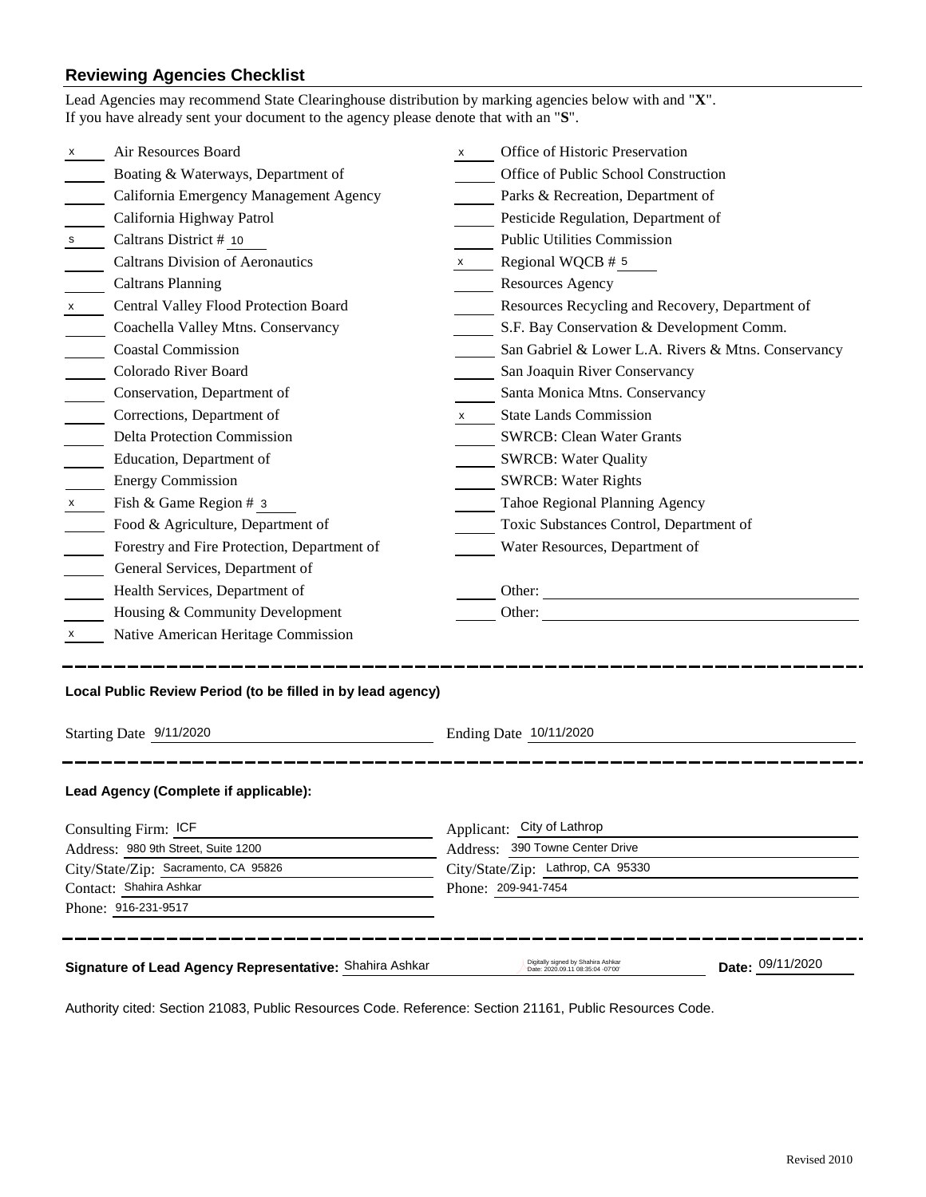## Reviewing Agencies Checklist

Lead Agencies may recommend State Clearinghouse distribution by marking agencies below with and "**X**". If you have already sent your document to the agency please denote that with an "**S**".

| | | | |
|---|---|---|---|
| x | Air Resources Board | x | Office of Historic Preservation |
| | Boating & Waterways, Department of | | Office of Public School Construction |
| | California Emergency Management Agency | | Parks & Recreation, Department of |
| | California Highway Patrol | | Pesticide Regulation, Department of |
| s | Caltrans District # 10 | | Public Utilities Commission |
| | Caltrans Division of Aeronautics | x | Regional WQCB # 5 |
| | Caltrans Planning | | Resources Agency |
| x | Central Valley Flood Protection Board | | Resources Recycling and Recovery, Department of |
| | Coachella Valley Mtns. Conservancy | | S.F. Bay Conservation & Development Comm. |
| | Coastal Commission | | San Gabriel & Lower L.A. Rivers & Mtns. Conservancy |
| | Colorado River Board | | San Joaquin River Conservancy |
| | Conservation, Department of | | Santa Monica Mtns. Conservancy |
| | Corrections, Department of | x | State Lands Commission |
| | Delta Protection Commission | | SWRCB: Clean Water Grants |
| | Education, Department of | | SWRCB: Water Quality |
| | Energy Commission | | SWRCB: Water Rights |
| x | Fish & Game Region # 3 | | Tahoe Regional Planning Agency |
| | Food & Agriculture, Department of | | Toxic Substances Control, Department of |
| | Forestry and Fire Protection, Department of | | Water Resources, Department of |
| | General Services, Department of | | |
| | Health Services, Department of | | Other: |
| | Housing & Community Development | | Other: |
| x | Native American Heritage Commission | | |

---

### Local Public Review Period (to be filled in by lead agency)

Starting Date 9/11/2020

Ending Date 10/11/2020

---

### Lead Agency (Complete if applicable):

Consulting Firm: ICF
Address: 980 9th Street, Suite 1200
City/State/Zip: Sacramento, CA 95826
Contact: Shahira Ashkar
Phone: 916-231-9517

Applicant: City of Lathrop
Address: 390 Towne Center Drive
City/State/Zip: Lathrop, CA 95330
Phone: 209-941-7454

---

**Signature of Lead Agency Representative:** Shahira Ashkar (Digitally signed by Shahira Ashkar Date: 2020.09.11 08:35:04 -07'00')

**Date:** 09/11/2020

Authority cited: Section 21083, Public Resources Code. Reference: Section 21161, Public Resources Code.

Revised 2010